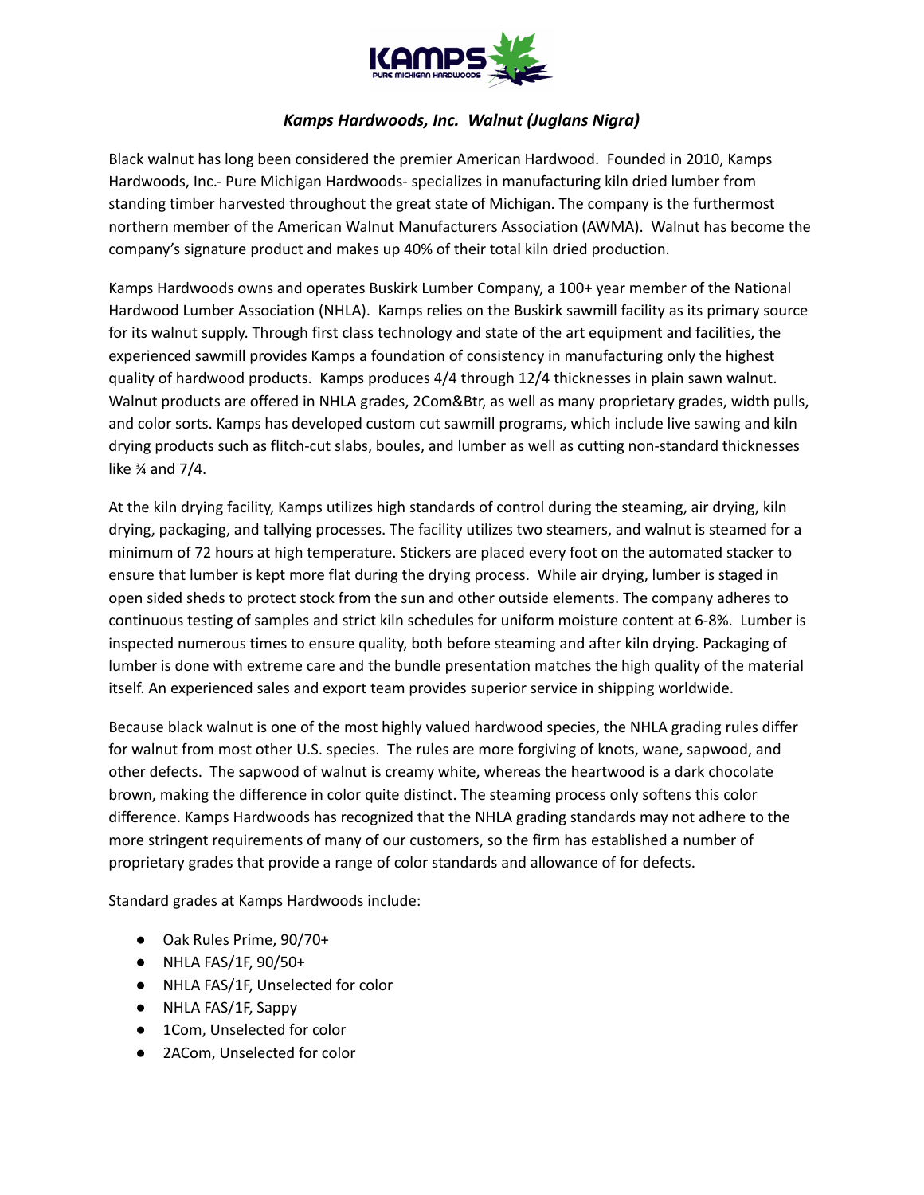# *Kamps Hardwoods, Inc. Walnut (Juglans Nigra)*

Black walnut has long been considered the premier American Hardwood. Founded in 2010, Kamps Hardwoods, Inc.- Pure Michigan Hardwoods- specializes in manufacturing kiln dried lumber from standing timber harvested throughout the great state of Michigan. The company is the furthermost northern member of the American Walnut Manufacturers Association (AWMA). Walnut has become the company's signature product and makes up 40% of their total kiln dried production.

Kamps Hardwoods owns and operates Buskirk Lumber Company, a 100+ year member of the National Hardwood Lumber Association (NHLA). Kamps relies on the Buskirk sawmill facility as its primary source for its walnut supply. Through first class technology and state of the art equipment and facilities, the experienced sawmill provides Kamps a foundation of consistency in manufacturing only the highest quality of hardwood products. Kamps produces 4/4 through 12/4 thicknesses in plain sawn walnut. Walnut products are offered in NHLA grades, 2Com&Btr, as well as many proprietary grades, width pulls, and color sorts. Kamps has developed custom cut sawmill programs, which include live sawing and kiln drying products such as flitch-cut slabs, boules, and lumber as well as cutting non-standard thicknesses like ¾ and 7/4.

At the kiln drying facility, Kamps utilizes high standards of control during the steaming, air drying, kiln drying, packaging, and tallying processes. The facility utilizes two steamers, and walnut is steamed for a minimum of 72 hours at high temperature. Stickers are placed every foot on the automated stacker to ensure that lumber is kept more flat during the drying process. While air drying, lumber is staged in open sided sheds to protect stock from the sun and other outside elements. The company adheres to continuous testing of samples and strict kiln schedules for uniform moisture content at 6-8%. Lumber is inspected numerous times to ensure quality, both before steaming and after kiln drying. Packaging of lumber is done with extreme care and the bundle presentation matches the high quality of the material itself. An experienced sales and export team provides superior service in shipping worldwide.

Because black walnut is one of the most highly valued hardwood species, the NHLA grading rules differ for walnut from most other U.S. species. The rules are more forgiving of knots, wane, sapwood, and other defects. The sapwood of walnut is creamy white, whereas the heartwood is a dark chocolate brown, making the difference in color quite distinct. The steaming process only softens this color difference. Kamps Hardwoods has recognized that the NHLA grading standards may not adhere to the more stringent requirements of many of our customers, so the firm has established a number of proprietary grades that provide a range of color standards and allowance of for defects.

Standard grades at Kamps Hardwoods include:

- Oak Rules Prime, 90/70+
- NHLA FAS/1F, 90/50+
- NHLA FAS/1F, Unselected for color
- NHLA FAS/1F, Sappy
- 1Com, Unselected for color
- 2ACom, Unselected for color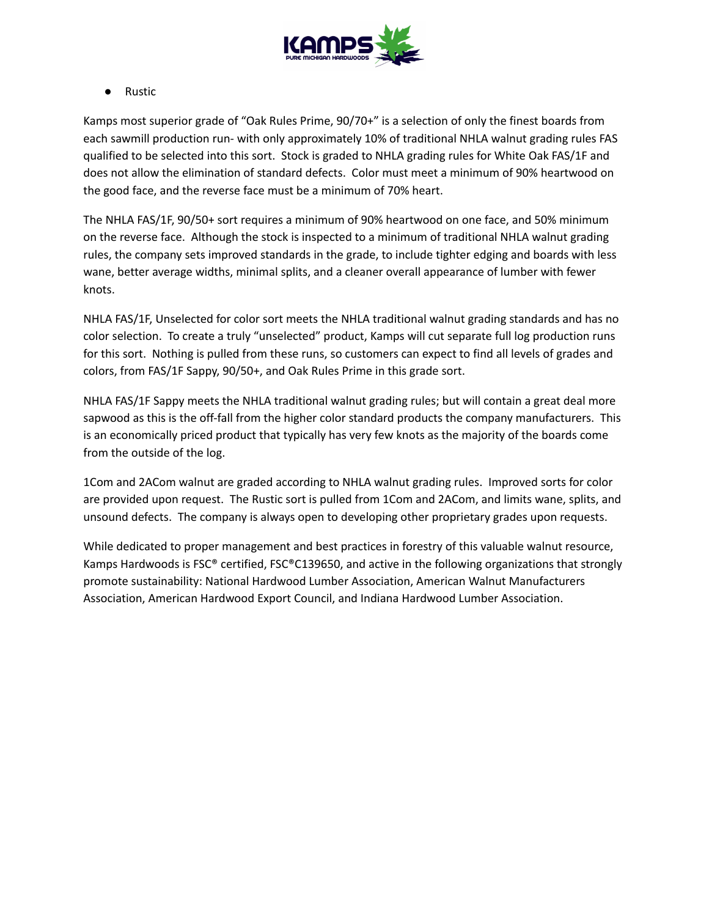- Rustic

Kamps most superior grade of "Oak Rules Prime, 90/70+" is a selection of only the finest boards from each sawmill production run- with only approximately 10% of traditional NHLA walnut grading rules FAS qualified to be selected into this sort. Stock is graded to NHLA grading rules for White Oak FAS/1F and does not allow the elimination of standard defects. Color must meet a minimum of 90% heartwood on the good face, and the reverse face must be a minimum of 70% heart.

The NHLA FAS/1F, 90/50+ sort requires a minimum of 90% heartwood on one face, and 50% minimum on the reverse face. Although the stock is inspected to a minimum of traditional NHLA walnut grading rules, the company sets improved standards in the grade, to include tighter edging and boards with less wane, better average widths, minimal splits, and a cleaner overall appearance of lumber with fewer knots.

NHLA FAS/1F, Unselected for color sort meets the NHLA traditional walnut grading standards and has no color selection. To create a truly "unselected" product, Kamps will cut separate full log production runs for this sort. Nothing is pulled from these runs, so customers can expect to find all levels of grades and colors, from FAS/1F Sappy, 90/50+, and Oak Rules Prime in this grade sort.

NHLA FAS/1F Sappy meets the NHLA traditional walnut grading rules; but will contain a great deal more sapwood as this is the off-fall from the higher color standard products the company manufacturers. This is an economically priced product that typically has very few knots as the majority of the boards come from the outside of the log.

1Com and 2ACom walnut are graded according to NHLA walnut grading rules. Improved sorts for color are provided upon request. The Rustic sort is pulled from 1Com and 2ACom, and limits wane, splits, and unsound defects. The company is always open to developing other proprietary grades upon requests.

While dedicated to proper management and best practices in forestry of this valuable walnut resource, Kamps Hardwoods is FSC® certified, FSC®C139650, and active in the following organizations that strongly promote sustainability: National Hardwood Lumber Association, American Walnut Manufacturers Association, American Hardwood Export Council, and Indiana Hardwood Lumber Association.